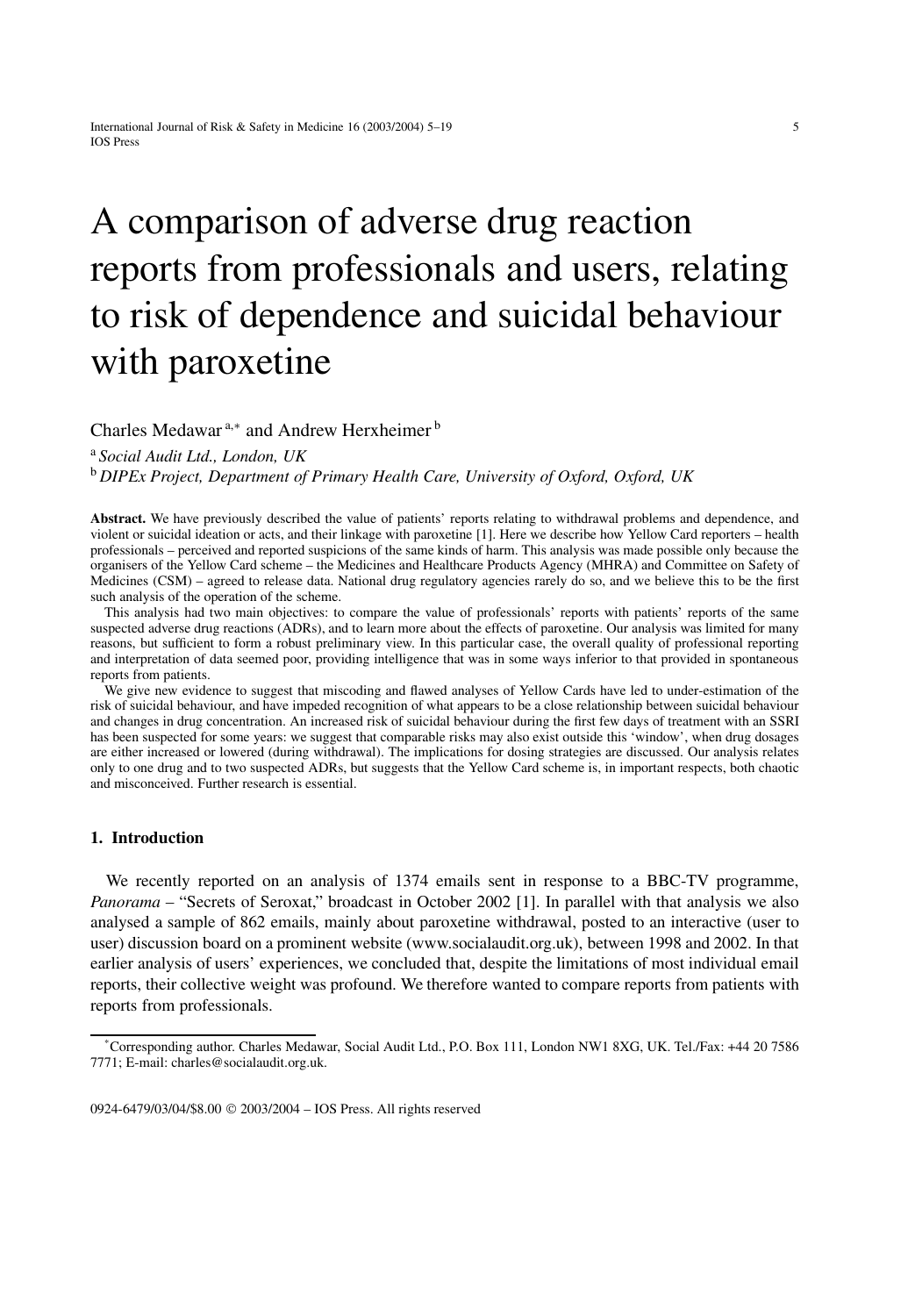# A comparison of adverse drug reaction reports from professionals and users, relating to risk of dependence and suicidal behaviour with paroxetine

Charles Medawar [a,*] and Andrew Herxheimer [b]

[a] *Social Audit Ltd., London, UK*

[b] *DIPEx Project, Department of Primary Health Care, University of Oxford, Oxford, UK*

**Abstract.** We have previously described the value of patients' reports relating to withdrawal problems and dependence, and violent or suicidal ideation or acts, and their linkage with paroxetine [1]. Here we describe how Yellow Card reporters – health professionals – perceived and reported suspicions of the same kinds of harm. This analysis was made possible only because the organisers of the Yellow Card scheme – the Medicines and Healthcare Products Agency (MHRA) and Committee on Safety of Medicines (CSM) – agreed to release data. National drug regulatory agencies rarely do so, and we believe this to be the first such analysis of the operation of the scheme.

This analysis had two main objectives: to compare the value of professionals' reports with patients' reports of the same suspected adverse drug reactions (ADRs), and to learn more about the effects of paroxetine. Our analysis was limited for many reasons, but sufficient to form a robust preliminary view. In this particular case, the overall quality of professional reporting and interpretation of data seemed poor, providing intelligence that was in some ways inferior to that provided in spontaneous reports from patients.

We give new evidence to suggest that miscoding and flawed analyses of Yellow Cards have led to under-estimation of the risk of suicidal behaviour, and have impeded recognition of what appears to be a close relationship between suicidal behaviour and changes in drug concentration. An increased risk of suicidal behaviour during the first few days of treatment with an SSRI has been suspected for some years: we suggest that comparable risks may also exist outside this 'window', when drug dosages are either increased or lowered (during withdrawal). The implications for dosing strategies are discussed. Our analysis relates only to one drug and to two suspected ADRs, but suggests that the Yellow Card scheme is, in important respects, both chaotic and misconceived. Further research is essential.

## 1. Introduction

We recently reported on an analysis of 1374 emails sent in response to a BBC-TV programme, *Panorama* – "Secrets of Seroxat," broadcast in October 2002 [1]. In parallel with that analysis we also analysed a sample of 862 emails, mainly about paroxetine withdrawal, posted to an interactive (user to user) discussion board on a prominent website (www.socialaudit.org.uk), between 1998 and 2002. In that earlier analysis of users' experiences, we concluded that, despite the limitations of most individual email reports, their collective weight was profound. We therefore wanted to compare reports from patients with reports from professionals.

*Corresponding author. Charles Medawar, Social Audit Ltd., P.O. Box 111, London NW1 8XG, UK. Tel./Fax: +44 20 7586 7771; E-mail: charles@socialaudit.org.uk.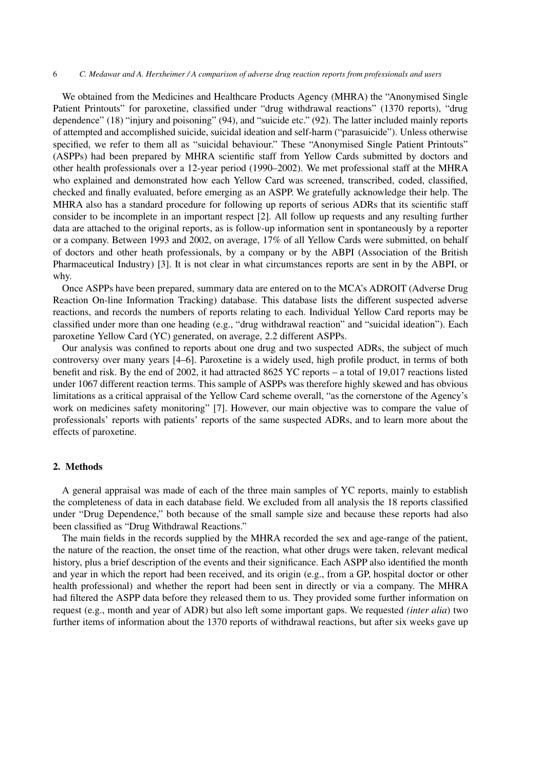We obtained from the Medicines and Healthcare Products Agency (MHRA) the "Anonymised Single Patient Printouts" for paroxetine, classified under "drug withdrawal reactions" (1370 reports), "drug dependence" (18) "injury and poisoning" (94), and "suicide etc." (92). The latter included mainly reports of attempted and accomplished suicide, suicidal ideation and self-harm ("parasuicide"). Unless otherwise specified, we refer to them all as "suicidal behaviour." These "Anonymised Single Patient Printouts" (ASPPs) had been prepared by MHRA scientific staff from Yellow Cards submitted by doctors and other health professionals over a 12-year period (1990–2002). We met professional staff at the MHRA who explained and demonstrated how each Yellow Card was screened, transcribed, coded, classified, checked and finally evaluated, before emerging as an ASPP. We gratefully acknowledge their help. The MHRA also has a standard procedure for following up reports of serious ADRs that its scientific staff consider to be incomplete in an important respect [2]. All follow up requests and any resulting further data are attached to the original reports, as is follow-up information sent in spontaneously by a reporter or a company. Between 1993 and 2002, on average, 17% of all Yellow Cards were submitted, on behalf of doctors and other heath professionals, by a company or by the ABPI (Association of the British Pharmaceutical Industry) [3]. It is not clear in what circumstances reports are sent in by the ABPI, or why.

Once ASPPs have been prepared, summary data are entered on to the MCA's ADROIT (Adverse Drug Reaction On-line Information Tracking) database. This database lists the different suspected adverse reactions, and records the numbers of reports relating to each. Individual Yellow Card reports may be classified under more than one heading (e.g., "drug withdrawal reaction" and "suicidal ideation"). Each paroxetine Yellow Card (YC) generated, on average, 2.2 different ASPPs.

Our analysis was confined to reports about one drug and two suspected ADRs, the subject of much controversy over many years [4–6]. Paroxetine is a widely used, high profile product, in terms of both benefit and risk. By the end of 2002, it had attracted 8625 YC reports – a total of 19,017 reactions listed under 1067 different reaction terms. This sample of ASPPs was therefore highly skewed and has obvious limitations as a critical appraisal of the Yellow Card scheme overall, "as the cornerstone of the Agency's work on medicines safety monitoring" [7]. However, our main objective was to compare the value of professionals' reports with patients' reports of the same suspected ADRs, and to learn more about the effects of paroxetine.

## 2. Methods

A general appraisal was made of each of the three main samples of YC reports, mainly to establish the completeness of data in each database field. We excluded from all analysis the 18 reports classified under "Drug Dependence," both because of the small sample size and because these reports had also been classified as "Drug Withdrawal Reactions."

The main fields in the records supplied by the MHRA recorded the sex and age-range of the patient, the nature of the reaction, the onset time of the reaction, what other drugs were taken, relevant medical history, plus a brief description of the events and their significance. Each ASPP also identified the month and year in which the report had been received, and its origin (e.g., from a GP, hospital doctor or other health professional) and whether the report had been sent in directly or via a company. The MHRA had filtered the ASPP data before they released them to us. They provided some further information on request (e.g., month and year of ADR) but also left some important gaps. We requested *(inter alia)* two further items of information about the 1370 reports of withdrawal reactions, but after six weeks gave up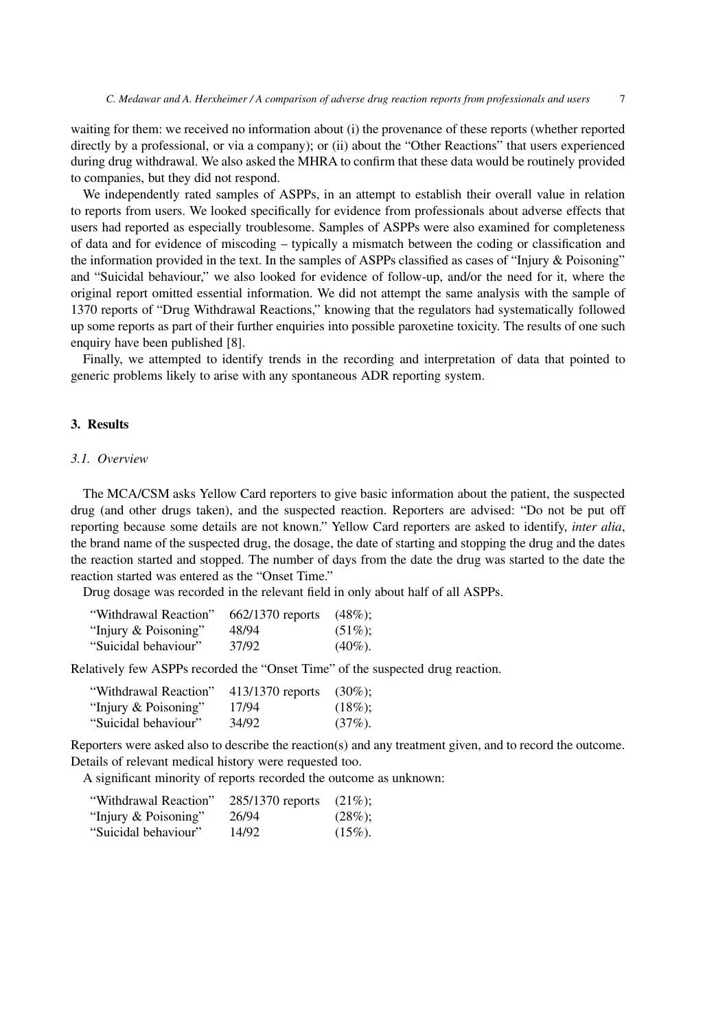waiting for them: we received no information about (i) the provenance of these reports (whether reported directly by a professional, or via a company); or (ii) about the "Other Reactions" that users experienced during drug withdrawal. We also asked the MHRA to confirm that these data would be routinely provided to companies, but they did not respond.

We independently rated samples of ASPPs, in an attempt to establish their overall value in relation to reports from users. We looked specifically for evidence from professionals about adverse effects that users had reported as especially troublesome. Samples of ASPPs were also examined for completeness of data and for evidence of miscoding – typically a mismatch between the coding or classification and the information provided in the text. In the samples of ASPPs classified as cases of "Injury & Poisoning" and "Suicidal behaviour," we also looked for evidence of follow-up, and/or the need for it, where the original report omitted essential information. We did not attempt the same analysis with the sample of 1370 reports of "Drug Withdrawal Reactions," knowing that the regulators had systematically followed up some reports as part of their further enquiries into possible paroxetine toxicity. The results of one such enquiry have been published [8].

Finally, we attempted to identify trends in the recording and interpretation of data that pointed to generic problems likely to arise with any spontaneous ADR reporting system.

## 3. Results

### *3.1. Overview*

The MCA/CSM asks Yellow Card reporters to give basic information about the patient, the suspected drug (and other drugs taken), and the suspected reaction. Reporters are advised: "Do not be put off reporting because some details are not known." Yellow Card reporters are asked to identify, *inter alia*, the brand name of the suspected drug, the dosage, the date of starting and stopping the drug and the dates the reaction started and stopped. The number of days from the date the drug was started to the date the reaction started was entered as the "Onset Time."

Drug dosage was recorded in the relevant field in only about half of all ASPPs.

| | | |
|---|---|---|
| "Withdrawal Reaction" | 662/1370 reports | (48%); |
| "Injury & Poisoning" | 48/94 | (51%); |
| "Suicidal behaviour" | 37/92 | (40%). |

Relatively few ASPPs recorded the "Onset Time" of the suspected drug reaction.

| | | |
|---|---|---|
| "Withdrawal Reaction" | 413/1370 reports | (30%); |
| "Injury & Poisoning" | 17/94 | (18%); |
| "Suicidal behaviour" | 34/92 | (37%). |

Reporters were asked also to describe the reaction(s) and any treatment given, and to record the outcome. Details of relevant medical history were requested too.

A significant minority of reports recorded the outcome as unknown:

| | | |
|---|---|---|
| "Withdrawal Reaction" | 285/1370 reports | (21%); |
| "Injury & Poisoning" | 26/94 | (28%); |
| "Suicidal behaviour" | 14/92 | (15%). |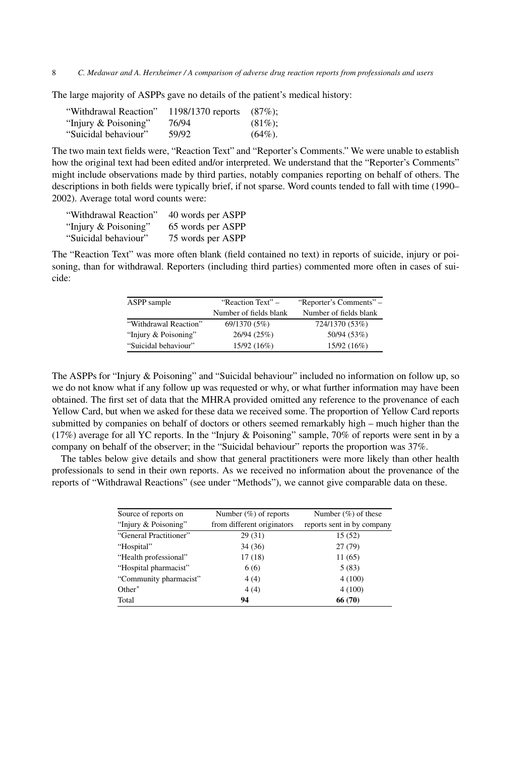The large majority of ASPPs gave no details of the patient's medical history:

| | | |
|---|---|---|
| "Withdrawal Reaction" | 1198/1370 reports | (87%); |
| "Injury & Poisoning" | 76/94 | (81%); |
| "Suicidal behaviour" | 59/92 | (64%). |

The two main text fields were, "Reaction Text" and "Reporter's Comments." We were unable to establish how the original text had been edited and/or interpreted. We understand that the "Reporter's Comments" might include observations made by third parties, notably companies reporting on behalf of others. The descriptions in both fields were typically brief, if not sparse. Word counts tended to fall with time (1990–2002). Average total word counts were:

| | |
|---|---|
| "Withdrawal Reaction" | 40 words per ASPP |
| "Injury & Poisoning" | 65 words per ASPP |
| "Suicidal behaviour" | 75 words per ASPP |

The "Reaction Text" was more often blank (field contained no text) in reports of suicide, injury or poisoning, than for withdrawal. Reporters (including third parties) commented more often in cases of suicide:

| ASPP sample | "Reaction Text" – Number of fields blank | "Reporter's Comments" – Number of fields blank |
|---|---|---|
| "Withdrawal Reaction" | 69/1370 (5%) | 724/1370 (53%) |
| "Injury & Poisoning" | 26/94 (25%) | 50/94 (53%) |
| "Suicidal behaviour" | 15/92 (16%) | 15/92 (16%) |

The ASPPs for "Injury & Poisoning" and "Suicidal behaviour" included no information on follow up, so we do not know what if any follow up was requested or why, or what further information may have been obtained. The first set of data that the MHRA provided omitted any reference to the provenance of each Yellow Card, but when we asked for these data we received some. The proportion of Yellow Card reports submitted by companies on behalf of doctors or others seemed remarkably high – much higher than the (17%) average for all YC reports. In the "Injury & Poisoning" sample, 70% of reports were sent in by a company on behalf of the observer; in the "Suicidal behaviour" reports the proportion was 37%.

The tables below give details and show that general practitioners were more likely than other health professionals to send in their own reports. As we received no information about the provenance of the reports of "Withdrawal Reactions" (see under "Methods"), we cannot give comparable data on these.

| Source of reports on "Injury & Poisoning" | Number (%) of reports from different originators | Number (%) of these reports sent in by company |
|---|---|---|
| "General Practitioner" | 29 (31) | 15 (52) |
| "Hospital" | 34 (36) | 27 (79) |
| "Health professional" | 17 (18) | 11 (65) |
| "Hospital pharmacist" | 6 (6) | 5 (83) |
| "Community pharmacist" | 4 (4) | 4 (100) |
| Other* | 4 (4) | 4 (100) |
| Total | **94** | **66 (70)** |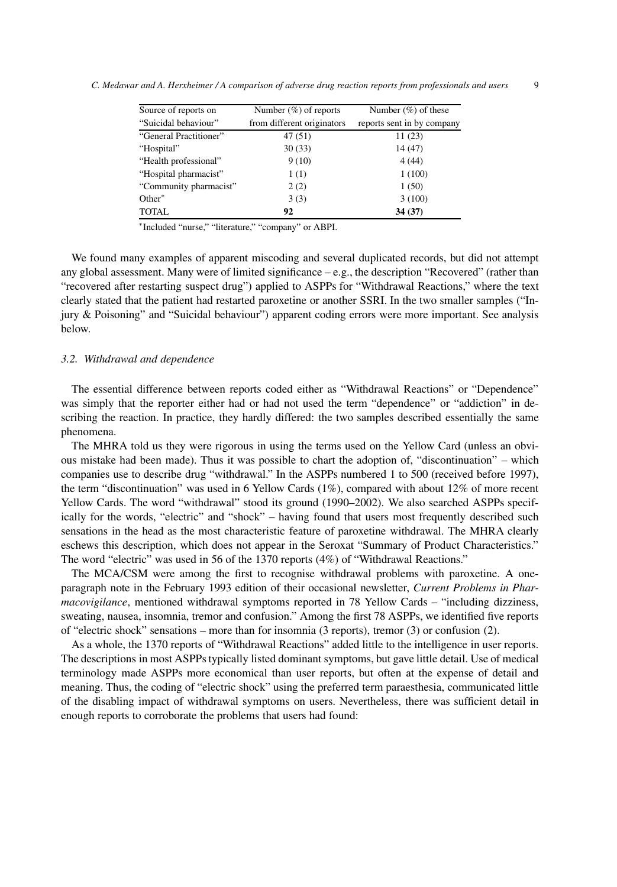| Source of reports on "Suicidal behaviour" | Number (%) of reports from different originators | Number (%) of these reports sent in by company |
|---|---|---|
| "General Practitioner" | 47 (51) | 11 (23) |
| "Hospital" | 30 (33) | 14 (47) |
| "Health professional" | 9 (10) | 4 (44) |
| "Hospital pharmacist" | 1 (1) | 1 (100) |
| "Community pharmacist" | 2 (2) | 1 (50) |
| Other* | 3 (3) | 3 (100) |
| TOTAL | **92** | **34 (37)** |

*Included "nurse," "literature," "company" or ABPI.

We found many examples of apparent miscoding and several duplicated records, but did not attempt any global assessment. Many were of limited significance – e.g., the description "Recovered" (rather than "recovered after restarting suspect drug") applied to ASPPs for "Withdrawal Reactions," where the text clearly stated that the patient had restarted paroxetine or another SSRI. In the two smaller samples ("Injury & Poisoning" and "Suicidal behaviour") apparent coding errors were more important. See analysis below.

### *3.2. Withdrawal and dependence*

The essential difference between reports coded either as "Withdrawal Reactions" or "Dependence" was simply that the reporter either had or had not used the term "dependence" or "addiction" in describing the reaction. In practice, they hardly differed: the two samples described essentially the same phenomena.

The MHRA told us they were rigorous in using the terms used on the Yellow Card (unless an obvious mistake had been made). Thus it was possible to chart the adoption of, "discontinuation" – which companies use to describe drug "withdrawal." In the ASPPs numbered 1 to 500 (received before 1997), the term "discontinuation" was used in 6 Yellow Cards (1%), compared with about 12% of more recent Yellow Cards. The word "withdrawal" stood its ground (1990–2002). We also searched ASPPs specifically for the words, "electric" and "shock" – having found that users most frequently described such sensations in the head as the most characteristic feature of paroxetine withdrawal. The MHRA clearly eschews this description, which does not appear in the Seroxat "Summary of Product Characteristics." The word "electric" was used in 56 of the 1370 reports (4%) of "Withdrawal Reactions."

The MCA/CSM were among the first to recognise withdrawal problems with paroxetine. A one-paragraph note in the February 1993 edition of their occasional newsletter, *Current Problems in Pharmacovigilance*, mentioned withdrawal symptoms reported in 78 Yellow Cards – "including dizziness, sweating, nausea, insomnia, tremor and confusion." Among the first 78 ASPPs, we identified five reports of "electric shock" sensations – more than for insomnia (3 reports), tremor (3) or confusion (2).

As a whole, the 1370 reports of "Withdrawal Reactions" added little to the intelligence in user reports. The descriptions in most ASPPs typically listed dominant symptoms, but gave little detail. Use of medical terminology made ASPPs more economical than user reports, but often at the expense of detail and meaning. Thus, the coding of "electric shock" using the preferred term paraesthesia, communicated little of the disabling impact of withdrawal symptoms on users. Nevertheless, there was sufficient detail in enough reports to corroborate the problems that users had found: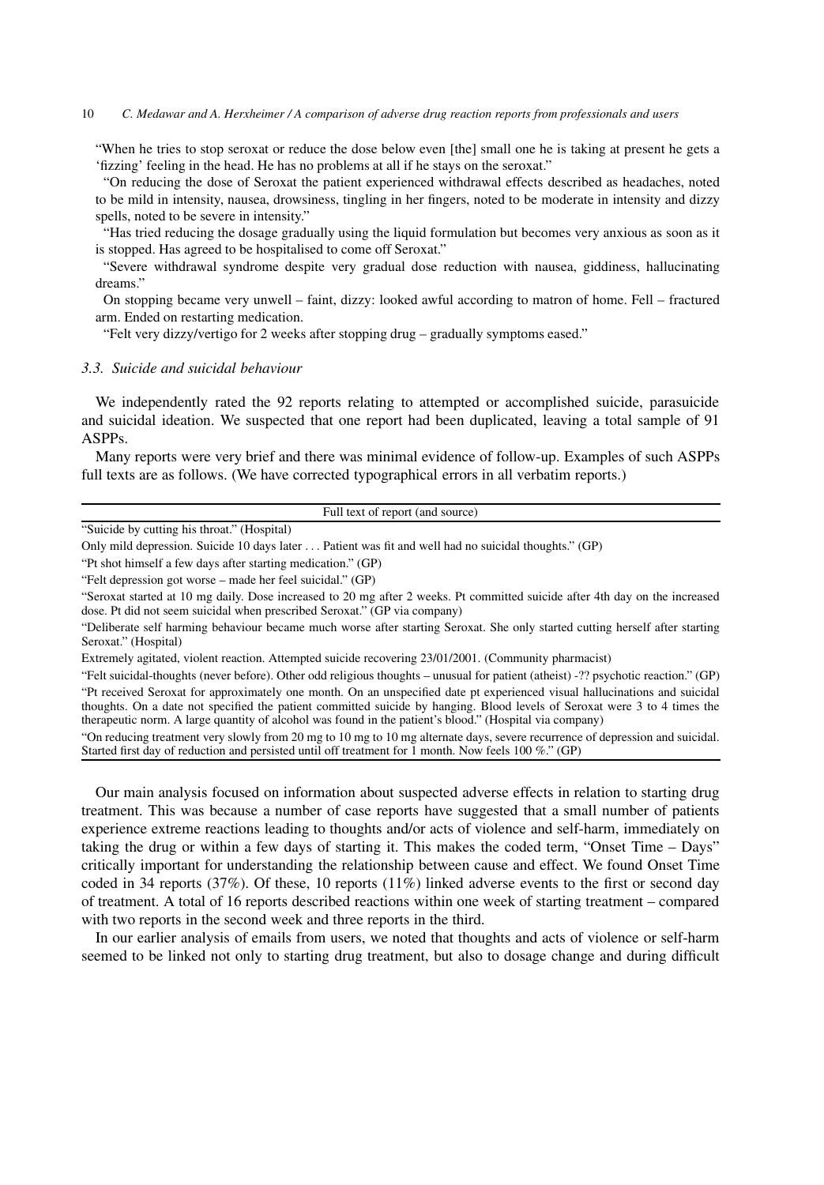"When he tries to stop seroxat or reduce the dose below even [the] small one he is taking at present he gets a 'fizzing' feeling in the head. He has no problems at all if he stays on the seroxat."

"On reducing the dose of Seroxat the patient experienced withdrawal effects described as headaches, noted to be mild in intensity, nausea, drowsiness, tingling in her fingers, noted to be moderate in intensity and dizzy spells, noted to be severe in intensity."

"Has tried reducing the dosage gradually using the liquid formulation but becomes very anxious as soon as it is stopped. Has agreed to be hospitalised to come off Seroxat."

"Severe withdrawal syndrome despite very gradual dose reduction with nausea, giddiness, hallucinating dreams."

On stopping became very unwell – faint, dizzy: looked awful according to matron of home. Fell – fractured arm. Ended on restarting medication.

"Felt very dizzy/vertigo for 2 weeks after stopping drug – gradually symptoms eased."

### *3.3. Suicide and suicidal behaviour*

We independently rated the 92 reports relating to attempted or accomplished suicide, parasuicide and suicidal ideation. We suspected that one report had been duplicated, leaving a total sample of 91 ASPPs.

Many reports were very brief and there was minimal evidence of follow-up. Examples of such ASPPs full texts are as follows. (We have corrected typographical errors in all verbatim reports.)

| Full text of report (and source) |
|---|
| "Suicide by cutting his throat." (Hospital) |
| Only mild depression. Suicide 10 days later . . . Patient was fit and well had no suicidal thoughts." (GP) |
| "Pt shot himself a few days after starting medication." (GP) |
| "Felt depression got worse – made her feel suicidal." (GP) |
| "Seroxat started at 10 mg daily. Dose increased to 20 mg after 2 weeks. Pt committed suicide after 4th day on the increased dose. Pt did not seem suicidal when prescribed Seroxat." (GP via company) |
| "Deliberate self harming behaviour became much worse after starting Seroxat. She only started cutting herself after starting Seroxat." (Hospital) |
| Extremely agitated, violent reaction. Attempted suicide recovering 23/01/2001. (Community pharmacist) |
| "Felt suicidal-thoughts (never before). Other odd religious thoughts – unusual for patient (atheist) -?? psychotic reaction." (GP) |
| "Pt received Seroxat for approximately one month. On an unspecified date pt experienced visual hallucinations and suicidal thoughts. On a date not specified the patient committed suicide by hanging. Blood levels of Seroxat were 3 to 4 times the therapeutic norm. A large quantity of alcohol was found in the patient's blood." (Hospital via company) |
| "On reducing treatment very slowly from 20 mg to 10 mg to 10 mg alternate days, severe recurrence of depression and suicidal. Started first day of reduction and persisted until off treatment for 1 month. Now feels 100 %." (GP) |

Our main analysis focused on information about suspected adverse effects in relation to starting drug treatment. This was because a number of case reports have suggested that a small number of patients experience extreme reactions leading to thoughts and/or acts of violence and self-harm, immediately on taking the drug or within a few days of starting it. This makes the coded term, "Onset Time – Days" critically important for understanding the relationship between cause and effect. We found Onset Time coded in 34 reports (37%). Of these, 10 reports (11%) linked adverse events to the first or second day of treatment. A total of 16 reports described reactions within one week of starting treatment – compared with two reports in the second week and three reports in the third.

In our earlier analysis of emails from users, we noted that thoughts and acts of violence or self-harm seemed to be linked not only to starting drug treatment, but also to dosage change and during difficult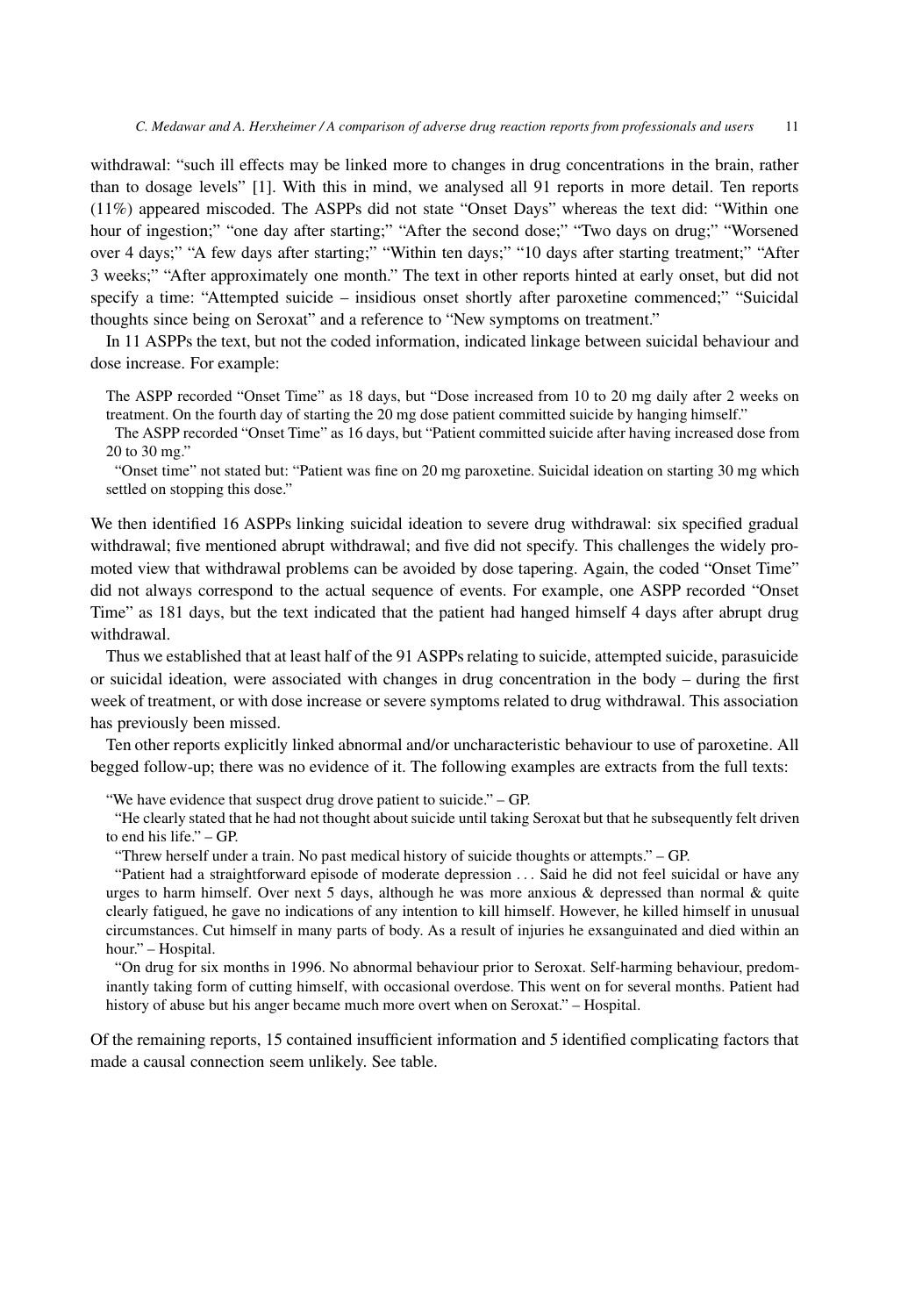withdrawal: "such ill effects may be linked more to changes in drug concentrations in the brain, rather than to dosage levels" [1]. With this in mind, we analysed all 91 reports in more detail. Ten reports (11%) appeared miscoded. The ASPPs did not state "Onset Days" whereas the text did: "Within one hour of ingestion;" "one day after starting;" "After the second dose;" "Two days on drug;" "Worsened over 4 days;" "A few days after starting;" "Within ten days;" "10 days after starting treatment;" "After 3 weeks;" "After approximately one month." The text in other reports hinted at early onset, but did not specify a time: "Attempted suicide – insidious onset shortly after paroxetine commenced;" "Suicidal thoughts since being on Seroxat" and a reference to "New symptoms on treatment."

In 11 ASPPs the text, but not the coded information, indicated linkage between suicidal behaviour and dose increase. For example:

> The ASPP recorded "Onset Time" as 18 days, but "Dose increased from 10 to 20 mg daily after 2 weeks on treatment. On the fourth day of starting the 20 mg dose patient committed suicide by hanging himself."
>
> The ASPP recorded "Onset Time" as 16 days, but "Patient committed suicide after having increased dose from 20 to 30 mg."
>
> "Onset time" not stated but: "Patient was fine on 20 mg paroxetine. Suicidal ideation on starting 30 mg which settled on stopping this dose."

We then identified 16 ASPPs linking suicidal ideation to severe drug withdrawal: six specified gradual withdrawal; five mentioned abrupt withdrawal; and five did not specify. This challenges the widely promoted view that withdrawal problems can be avoided by dose tapering. Again, the coded "Onset Time" did not always correspond to the actual sequence of events. For example, one ASPP recorded "Onset Time" as 181 days, but the text indicated that the patient had hanged himself 4 days after abrupt drug withdrawal.

Thus we established that at least half of the 91 ASPPs relating to suicide, attempted suicide, parasuicide or suicidal ideation, were associated with changes in drug concentration in the body – during the first week of treatment, or with dose increase or severe symptoms related to drug withdrawal. This association has previously been missed.

Ten other reports explicitly linked abnormal and/or uncharacteristic behaviour to use of paroxetine. All begged follow-up; there was no evidence of it. The following examples are extracts from the full texts:

> "We have evidence that suspect drug drove patient to suicide." – GP.
>
> "He clearly stated that he had not thought about suicide until taking Seroxat but that he subsequently felt driven to end his life." – GP.
>
> "Threw herself under a train. No past medical history of suicide thoughts or attempts." – GP.
>
> "Patient had a straightforward episode of moderate depression . . . Said he did not feel suicidal or have any urges to harm himself. Over next 5 days, although he was more anxious & depressed than normal & quite clearly fatigued, he gave no indications of any intention to kill himself. However, he killed himself in unusual circumstances. Cut himself in many parts of body. As a result of injuries he exsanguinated and died within an hour." – Hospital.
>
> "On drug for six months in 1996. No abnormal behaviour prior to Seroxat. Self-harming behaviour, predominantly taking form of cutting himself, with occasional overdose. This went on for several months. Patient had history of abuse but his anger became much more overt when on Seroxat." – Hospital.

Of the remaining reports, 15 contained insufficient information and 5 identified complicating factors that made a causal connection seem unlikely. See table.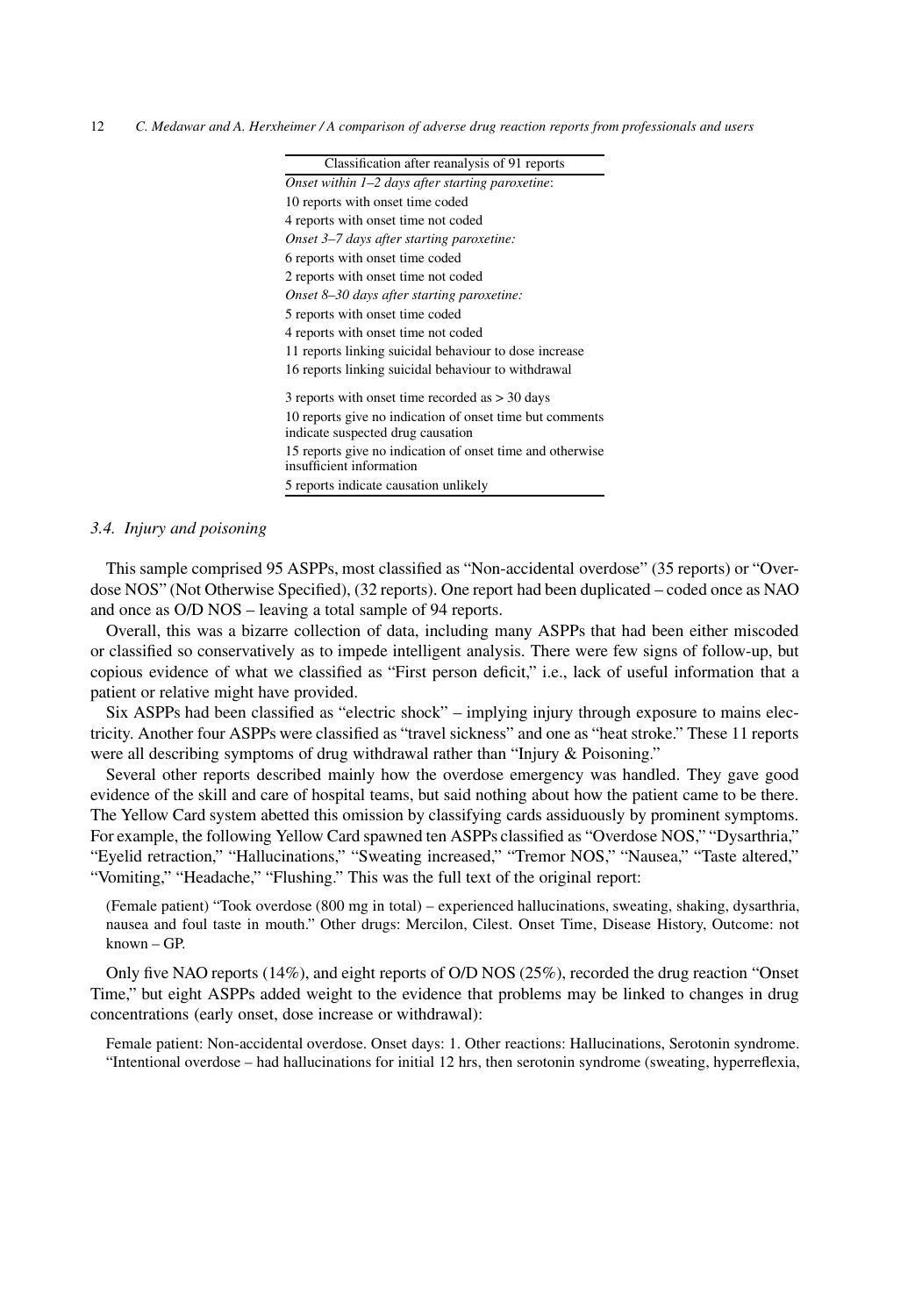| Classification after reanalysis of 91 reports |
|---|
| *Onset within 1–2 days after starting paroxetine*: |
| 10 reports with onset time coded |
| 4 reports with onset time not coded |
| *Onset 3–7 days after starting paroxetine:* |
| 6 reports with onset time coded |
| 2 reports with onset time not coded |
| *Onset 8–30 days after starting paroxetine:* |
| 5 reports with onset time coded |
| 4 reports with onset time not coded |
| 11 reports linking suicidal behaviour to dose increase |
| 16 reports linking suicidal behaviour to withdrawal |
| 3 reports with onset time recorded as > 30 days |
| 10 reports give no indication of onset time but comments indicate suspected drug causation |
| 15 reports give no indication of onset time and otherwise insufficient information |
| 5 reports indicate causation unlikely |

### 3.4. *Injury and poisoning*

This sample comprised 95 ASPPs, most classified as "Non-accidental overdose" (35 reports) or "Overdose NOS" (Not Otherwise Specified), (32 reports). One report had been duplicated – coded once as NAO and once as O/D NOS – leaving a total sample of 94 reports.

Overall, this was a bizarre collection of data, including many ASPPs that had been either miscoded or classified so conservatively as to impede intelligent analysis. There were few signs of follow-up, but copious evidence of what we classified as "First person deficit," i.e., lack of useful information that a patient or relative might have provided.

Six ASPPs had been classified as "electric shock" – implying injury through exposure to mains electricity. Another four ASPPs were classified as "travel sickness" and one as "heat stroke." These 11 reports were all describing symptoms of drug withdrawal rather than "Injury & Poisoning."

Several other reports described mainly how the overdose emergency was handled. They gave good evidence of the skill and care of hospital teams, but said nothing about how the patient came to be there. The Yellow Card system abetted this omission by classifying cards assiduously by prominent symptoms. For example, the following Yellow Card spawned ten ASPPs classified as "Overdose NOS," "Dysarthria," "Eyelid retraction," "Hallucinations," "Sweating increased," "Tremor NOS," "Nausea," "Taste altered," "Vomiting," "Headache," "Flushing." This was the full text of the original report:

> (Female patient) "Took overdose (800 mg in total) – experienced hallucinations, sweating, shaking, dysarthria, nausea and foul taste in mouth." Other drugs: Mercilon, Cilest. Onset Time, Disease History, Outcome: not known – GP.

Only five NAO reports (14%), and eight reports of O/D NOS (25%), recorded the drug reaction "Onset Time," but eight ASPPs added weight to the evidence that problems may be linked to changes in drug concentrations (early onset, dose increase or withdrawal):

> Female patient: Non-accidental overdose. Onset days: 1. Other reactions: Hallucinations, Serotonin syndrome. "Intentional overdose – had hallucinations for initial 12 hrs, then serotonin syndrome (sweating, hyperreflexia,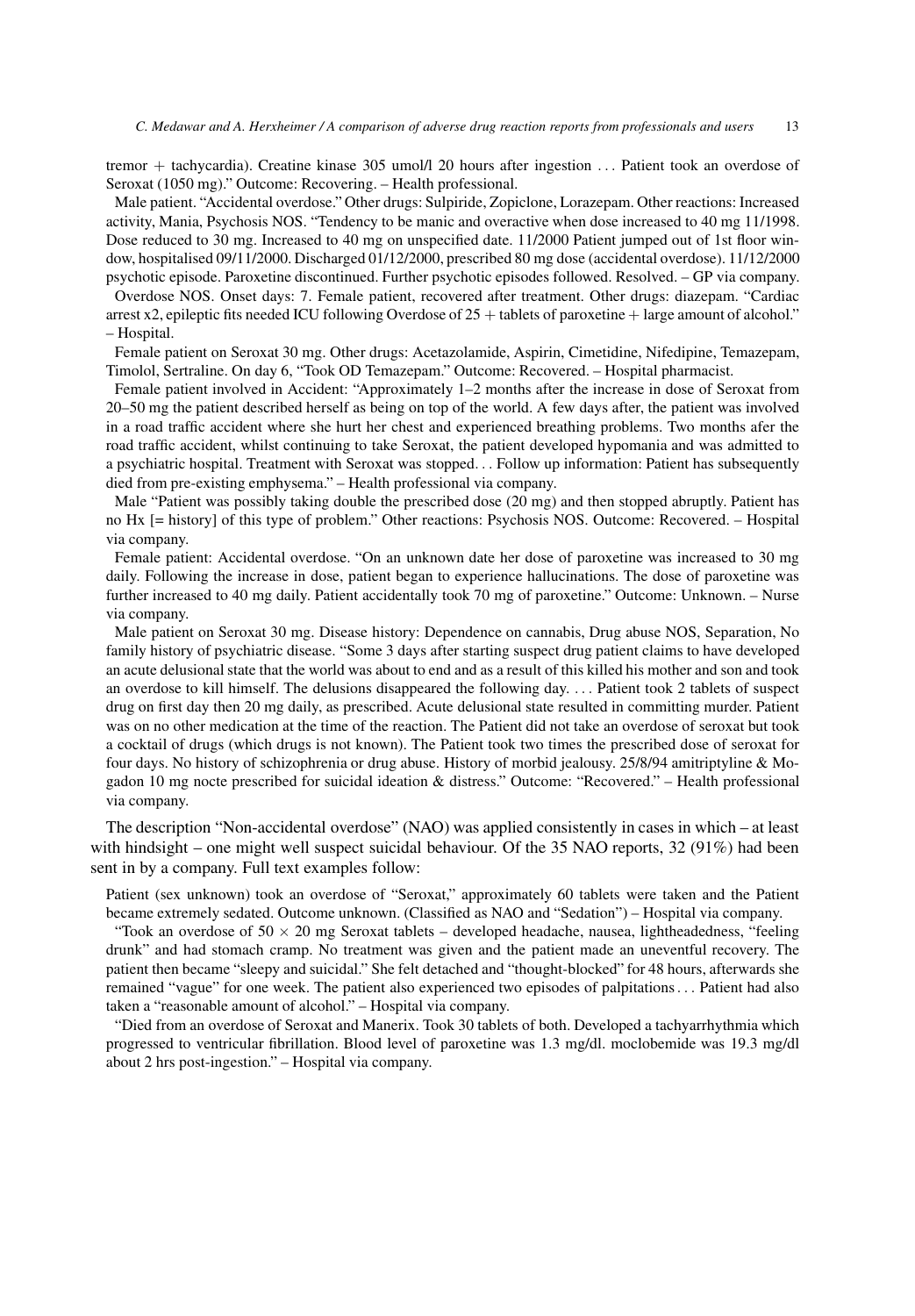tremor + tachycardia). Creatine kinase 305 umol/l 20 hours after ingestion ... Patient took an overdose of Seroxat (1050 mg)." Outcome: Recovering. – Health professional.

Male patient. "Accidental overdose." Other drugs: Sulpiride, Zopiclone, Lorazepam. Other reactions: Increased activity, Mania, Psychosis NOS. "Tendency to be manic and overactive when dose increased to 40 mg 11/1998. Dose reduced to 30 mg. Increased to 40 mg on unspecified date. 11/2000 Patient jumped out of 1st floor window, hospitalised 09/11/2000. Discharged 01/12/2000, prescribed 80 mg dose (accidental overdose). 11/12/2000 psychotic episode. Paroxetine discontinued. Further psychotic episodes followed. Resolved. – GP via company.

Overdose NOS. Onset days: 7. Female patient, recovered after treatment. Other drugs: diazepam. "Cardiac arrest x2, epileptic fits needed ICU following Overdose of 25 + tablets of paroxetine + large amount of alcohol." – Hospital.

Female patient on Seroxat 30 mg. Other drugs: Acetazolamide, Aspirin, Cimetidine, Nifedipine, Temazepam, Timolol, Sertraline. On day 6, "Took OD Temazepam." Outcome: Recovered. – Hospital pharmacist.

Female patient involved in Accident: "Approximately 1–2 months after the increase in dose of Seroxat from 20–50 mg the patient described herself as being on top of the world. A few days after, the patient was involved in a road traffic accident where she hurt her chest and experienced breathing problems. Two months afer the road traffic accident, whilst continuing to take Seroxat, the patient developed hypomania and was admitted to a psychiatric hospital. Treatment with Seroxat was stopped... Follow up information: Patient has subsequently died from pre-existing emphysema." – Health professional via company.

Male "Patient was possibly taking double the prescribed dose (20 mg) and then stopped abruptly. Patient has no Hx [= history] of this type of problem." Other reactions: Psychosis NOS. Outcome: Recovered. – Hospital via company.

Female patient: Accidental overdose. "On an unknown date her dose of paroxetine was increased to 30 mg daily. Following the increase in dose, patient began to experience hallucinations. The dose of paroxetine was further increased to 40 mg daily. Patient accidentally took 70 mg of paroxetine." Outcome: Unknown. – Nurse via company.

Male patient on Seroxat 30 mg. Disease history: Dependence on cannabis, Drug abuse NOS, Separation, No family history of psychiatric disease. "Some 3 days after starting suspect drug patient claims to have developed an acute delusional state that the world was about to end and as a result of this killed his mother and son and took an overdose to kill himself. The delusions disappeared the following day. ... Patient took 2 tablets of suspect drug on first day then 20 mg daily, as prescribed. Acute delusional state resulted in committing murder. Patient was on no other medication at the time of the reaction. The Patient did not take an overdose of seroxat but took a cocktail of drugs (which drugs is not known). The Patient took two times the prescribed dose of seroxat for four days. No history of schizophrenia or drug abuse. History of morbid jealousy. 25/8/94 amitriptyline & Mogadon 10 mg nocte prescribed for suicidal ideation & distress." Outcome: "Recovered." – Health professional via company.

The description "Non-accidental overdose" (NAO) was applied consistently in cases in which – at least with hindsight – one might well suspect suicidal behaviour. Of the 35 NAO reports, 32 (91%) had been sent in by a company. Full text examples follow:

Patient (sex unknown) took an overdose of "Seroxat," approximately 60 tablets were taken and the Patient became extremely sedated. Outcome unknown. (Classified as NAO and "Sedation") – Hospital via company.

"Took an overdose of $50 \times 20$ mg Seroxat tablets – developed headache, nausea, lightheadedness, "feeling drunk" and had stomach cramp. No treatment was given and the patient made an uneventful recovery. The patient then became "sleepy and suicidal." She felt detached and "thought-blocked" for 48 hours, afterwards she remained "vague" for one week. The patient also experienced two episodes of palpitations... Patient had also taken a "reasonable amount of alcohol." – Hospital via company.

"Died from an overdose of Seroxat and Manerix. Took 30 tablets of both. Developed a tachyarrhythmia which progressed to ventricular fibrillation. Blood level of paroxetine was 1.3 mg/dl. moclobemide was 19.3 mg/dl about 2 hrs post-ingestion." – Hospital via company.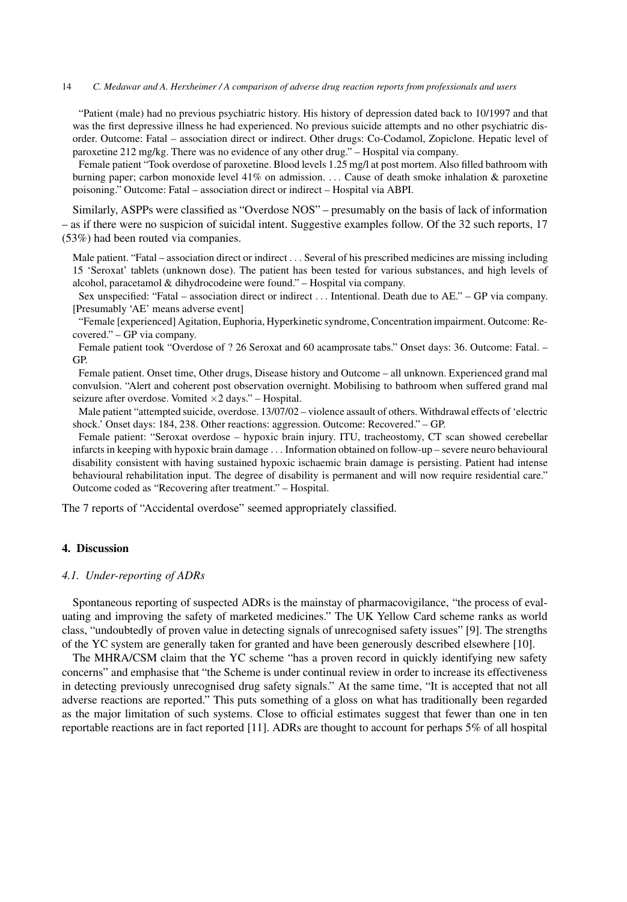"Patient (male) had no previous psychiatric history. His history of depression dated back to 10/1997 and that was the first depressive illness he had experienced. No previous suicide attempts and no other psychiatric disorder. Outcome: Fatal – association direct or indirect. Other drugs: Co-Codamol, Zopiclone. Hepatic level of paroxetine 212 mg/kg. There was no evidence of any other drug." – Hospital via company.

Female patient "Took overdose of paroxetine. Blood levels 1.25 mg/l at post mortem. Also filled bathroom with burning paper; carbon monoxide level 41% on admission. . . . Cause of death smoke inhalation & paroxetine poisoning." Outcome: Fatal – association direct or indirect – Hospital via ABPI.

Similarly, ASPPs were classified as "Overdose NOS" – presumably on the basis of lack of information – as if there were no suspicion of suicidal intent. Suggestive examples follow. Of the 32 such reports, 17 (53%) had been routed via companies.

Male patient. "Fatal – association direct or indirect . . . Several of his prescribed medicines are missing including 15 'Seroxat' tablets (unknown dose). The patient has been tested for various substances, and high levels of alcohol, paracetamol & dihydrocodeine were found." – Hospital via company.

Sex unspecified: "Fatal – association direct or indirect . . . Intentional. Death due to AE." – GP via company. [Presumably 'AE' means adverse event]

"Female [experienced] Agitation, Euphoria, Hyperkinetic syndrome, Concentration impairment. Outcome: Recovered." – GP via company.

Female patient took "Overdose of ? 26 Seroxat and 60 acamprosate tabs." Onset days: 36. Outcome: Fatal. – GP.

Female patient. Onset time, Other drugs, Disease history and Outcome – all unknown. Experienced grand mal convulsion. "Alert and coherent post observation overnight. Mobilising to bathroom when suffered grand mal seizure after overdose. Vomited ×2 days." – Hospital.

Male patient "attempted suicide, overdose. 13/07/02 – violence assault of others. Withdrawal effects of 'electric shock.' Onset days: 184, 238. Other reactions: aggression. Outcome: Recovered." – GP.

Female patient: "Seroxat overdose – hypoxic brain injury. ITU, tracheostomy, CT scan showed cerebellar infarcts in keeping with hypoxic brain damage . . . Information obtained on follow-up – severe neuro behavioural disability consistent with having sustained hypoxic ischaemic brain damage is persisting. Patient had intense behavioural rehabilitation input. The degree of disability is permanent and will now require residential care." Outcome coded as "Recovering after treatment." – Hospital.

The 7 reports of "Accidental overdose" seemed appropriately classified.

## 4. Discussion

### *4.1. Under-reporting of ADRs*

Spontaneous reporting of suspected ADRs is the mainstay of pharmacovigilance, "the process of evaluating and improving the safety of marketed medicines." The UK Yellow Card scheme ranks as world class, "undoubtedly of proven value in detecting signals of unrecognised safety issues" [9]. The strengths of the YC system are generally taken for granted and have been generously described elsewhere [10].

The MHRA/CSM claim that the YC scheme "has a proven record in quickly identifying new safety concerns" and emphasise that "the Scheme is under continual review in order to increase its effectiveness in detecting previously unrecognised drug safety signals." At the same time, "It is accepted that not all adverse reactions are reported." This puts something of a gloss on what has traditionally been regarded as the major limitation of such systems. Close to official estimates suggest that fewer than one in ten reportable reactions are in fact reported [11]. ADRs are thought to account for perhaps 5% of all hospital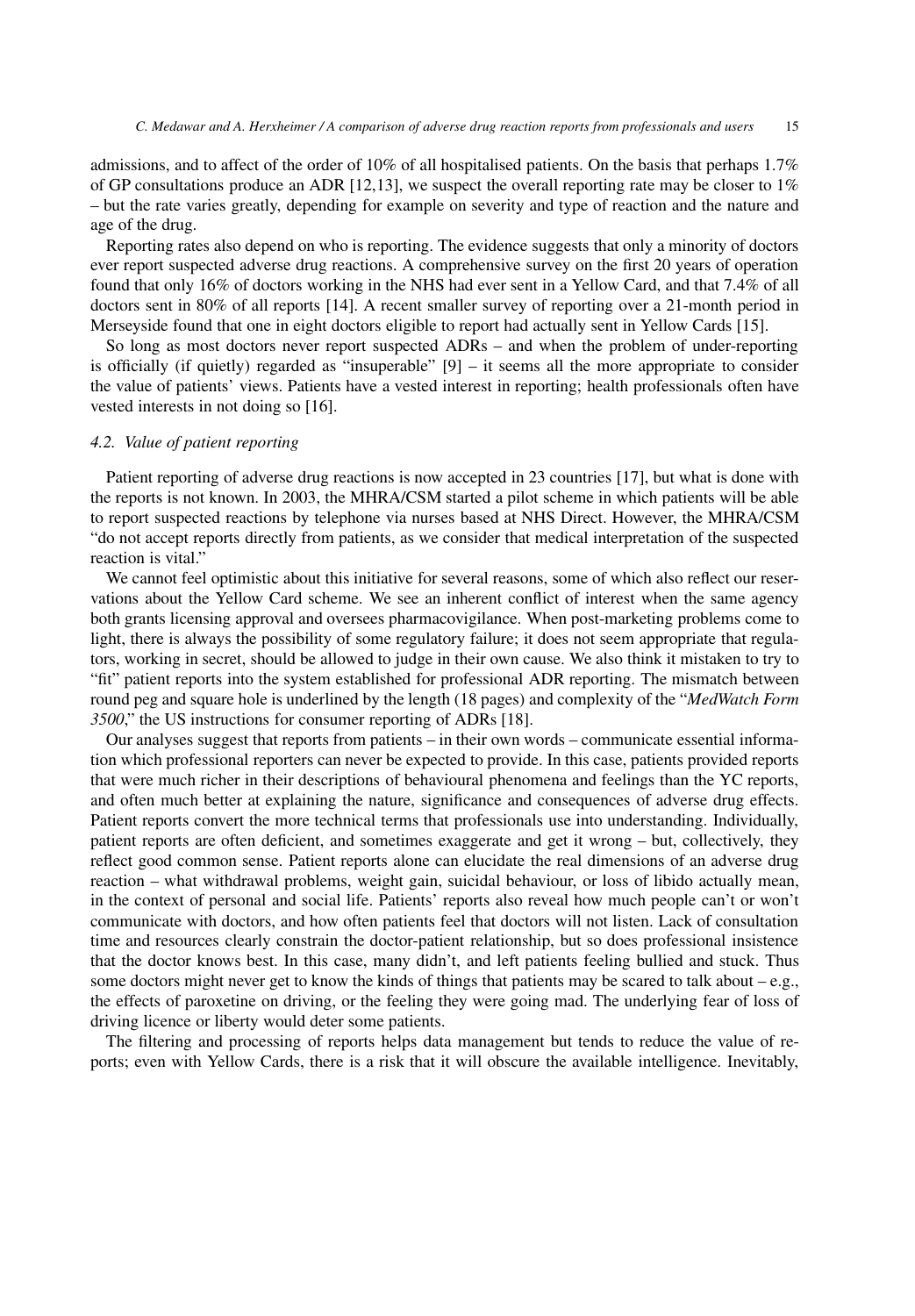admissions, and to affect of the order of 10% of all hospitalised patients. On the basis that perhaps 1.7% of GP consultations produce an ADR [12,13], we suspect the overall reporting rate may be closer to 1% – but the rate varies greatly, depending for example on severity and type of reaction and the nature and age of the drug.

Reporting rates also depend on who is reporting. The evidence suggests that only a minority of doctors ever report suspected adverse drug reactions. A comprehensive survey on the first 20 years of operation found that only 16% of doctors working in the NHS had ever sent in a Yellow Card, and that 7.4% of all doctors sent in 80% of all reports [14]. A recent smaller survey of reporting over a 21-month period in Merseyside found that one in eight doctors eligible to report had actually sent in Yellow Cards [15].

So long as most doctors never report suspected ADRs – and when the problem of under-reporting is officially (if quietly) regarded as "insuperable" [9] – it seems all the more appropriate to consider the value of patients' views. Patients have a vested interest in reporting; health professionals often have vested interests in not doing so [16].

### *4.2. Value of patient reporting*

Patient reporting of adverse drug reactions is now accepted in 23 countries [17], but what is done with the reports is not known. In 2003, the MHRA/CSM started a pilot scheme in which patients will be able to report suspected reactions by telephone via nurses based at NHS Direct. However, the MHRA/CSM "do not accept reports directly from patients, as we consider that medical interpretation of the suspected reaction is vital."

We cannot feel optimistic about this initiative for several reasons, some of which also reflect our reservations about the Yellow Card scheme. We see an inherent conflict of interest when the same agency both grants licensing approval and oversees pharmacovigilance. When post-marketing problems come to light, there is always the possibility of some regulatory failure; it does not seem appropriate that regulators, working in secret, should be allowed to judge in their own cause. We also think it mistaken to try to "fit" patient reports into the system established for professional ADR reporting. The mismatch between round peg and square hole is underlined by the length (18 pages) and complexity of the "*MedWatch Form 3500*," the US instructions for consumer reporting of ADRs [18].

Our analyses suggest that reports from patients – in their own words – communicate essential information which professional reporters can never be expected to provide. In this case, patients provided reports that were much richer in their descriptions of behavioural phenomena and feelings than the YC reports, and often much better at explaining the nature, significance and consequences of adverse drug effects. Patient reports convert the more technical terms that professionals use into understanding. Individually, patient reports are often deficient, and sometimes exaggerate and get it wrong – but, collectively, they reflect good common sense. Patient reports alone can elucidate the real dimensions of an adverse drug reaction – what withdrawal problems, weight gain, suicidal behaviour, or loss of libido actually mean, in the context of personal and social life. Patients' reports also reveal how much people can't or won't communicate with doctors, and how often patients feel that doctors will not listen. Lack of consultation time and resources clearly constrain the doctor-patient relationship, but so does professional insistence that the doctor knows best. In this case, many didn't, and left patients feeling bullied and stuck. Thus some doctors might never get to know the kinds of things that patients may be scared to talk about – e.g., the effects of paroxetine on driving, or the feeling they were going mad. The underlying fear of loss of driving licence or liberty would deter some patients.

The filtering and processing of reports helps data management but tends to reduce the value of reports; even with Yellow Cards, there is a risk that it will obscure the available intelligence. Inevitably,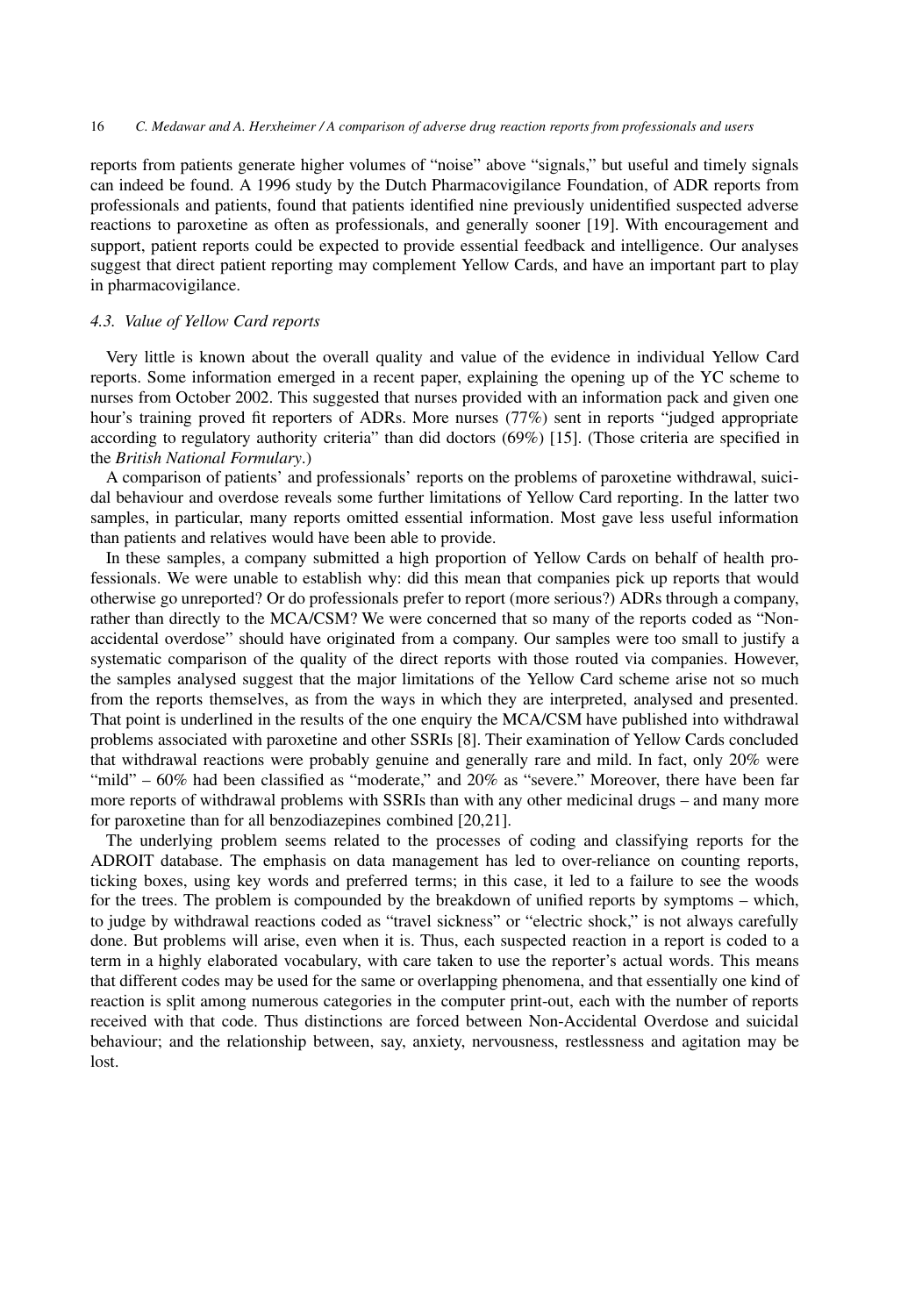reports from patients generate higher volumes of "noise" above "signals," but useful and timely signals can indeed be found. A 1996 study by the Dutch Pharmacovigilance Foundation, of ADR reports from professionals and patients, found that patients identified nine previously unidentified suspected adverse reactions to paroxetine as often as professionals, and generally sooner [19]. With encouragement and support, patient reports could be expected to provide essential feedback and intelligence. Our analyses suggest that direct patient reporting may complement Yellow Cards, and have an important part to play in pharmacovigilance.

### *4.3. Value of Yellow Card reports*

Very little is known about the overall quality and value of the evidence in individual Yellow Card reports. Some information emerged in a recent paper, explaining the opening up of the YC scheme to nurses from October 2002. This suggested that nurses provided with an information pack and given one hour's training proved fit reporters of ADRs. More nurses (77%) sent in reports "judged appropriate according to regulatory authority criteria" than did doctors (69%) [15]. (Those criteria are specified in the *British National Formulary*.)

A comparison of patients' and professionals' reports on the problems of paroxetine withdrawal, suicidal behaviour and overdose reveals some further limitations of Yellow Card reporting. In the latter two samples, in particular, many reports omitted essential information. Most gave less useful information than patients and relatives would have been able to provide.

In these samples, a company submitted a high proportion of Yellow Cards on behalf of health professionals. We were unable to establish why: did this mean that companies pick up reports that would otherwise go unreported? Or do professionals prefer to report (more serious?) ADRs through a company, rather than directly to the MCA/CSM? We were concerned that so many of the reports coded as "Non-accidental overdose" should have originated from a company. Our samples were too small to justify a systematic comparison of the quality of the direct reports with those routed via companies. However, the samples analysed suggest that the major limitations of the Yellow Card scheme arise not so much from the reports themselves, as from the ways in which they are interpreted, analysed and presented. That point is underlined in the results of the one enquiry the MCA/CSM have published into withdrawal problems associated with paroxetine and other SSRIs [8]. Their examination of Yellow Cards concluded that withdrawal reactions were probably genuine and generally rare and mild. In fact, only 20% were "mild" – 60% had been classified as "moderate," and 20% as "severe." Moreover, there have been far more reports of withdrawal problems with SSRIs than with any other medicinal drugs – and many more for paroxetine than for all benzodiazepines combined [20,21].

The underlying problem seems related to the processes of coding and classifying reports for the ADROIT database. The emphasis on data management has led to over-reliance on counting reports, ticking boxes, using key words and preferred terms; in this case, it led to a failure to see the woods for the trees. The problem is compounded by the breakdown of unified reports by symptoms – which, to judge by withdrawal reactions coded as "travel sickness" or "electric shock," is not always carefully done. But problems will arise, even when it is. Thus, each suspected reaction in a report is coded to a term in a highly elaborated vocabulary, with care taken to use the reporter's actual words. This means that different codes may be used for the same or overlapping phenomena, and that essentially one kind of reaction is split among numerous categories in the computer print-out, each with the number of reports received with that code. Thus distinctions are forced between Non-Accidental Overdose and suicidal behaviour; and the relationship between, say, anxiety, nervousness, restlessness and agitation may be lost.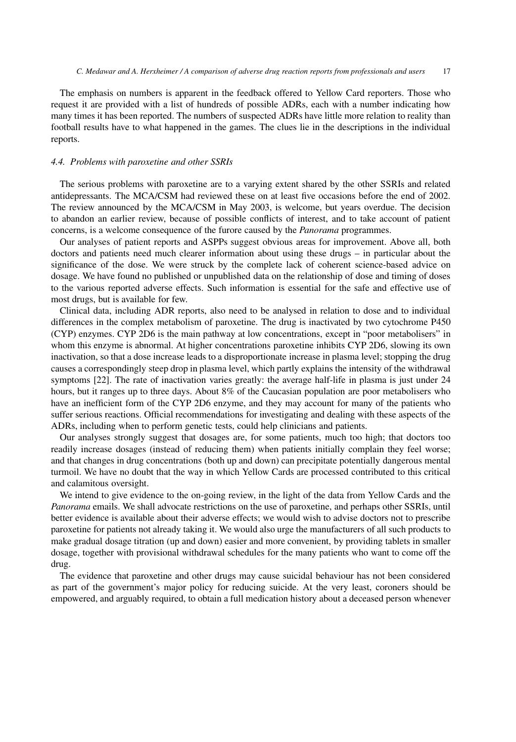The emphasis on numbers is apparent in the feedback offered to Yellow Card reporters. Those who request it are provided with a list of hundreds of possible ADRs, each with a number indicating how many times it has been reported. The numbers of suspected ADRs have little more relation to reality than football results have to what happened in the games. The clues lie in the descriptions in the individual reports.

### *4.4. Problems with paroxetine and other SSRIs*

The serious problems with paroxetine are to a varying extent shared by the other SSRIs and related antidepressants. The MCA/CSM had reviewed these on at least five occasions before the end of 2002. The review announced by the MCA/CSM in May 2003, is welcome, but years overdue. The decision to abandon an earlier review, because of possible conflicts of interest, and to take account of patient concerns, is a welcome consequence of the furore caused by the *Panorama* programmes.

Our analyses of patient reports and ASPPs suggest obvious areas for improvement. Above all, both doctors and patients need much clearer information about using these drugs – in particular about the significance of the dose. We were struck by the complete lack of coherent science-based advice on dosage. We have found no published or unpublished data on the relationship of dose and timing of doses to the various reported adverse effects. Such information is essential for the safe and effective use of most drugs, but is available for few.

Clinical data, including ADR reports, also need to be analysed in relation to dose and to individual differences in the complex metabolism of paroxetine. The drug is inactivated by two cytochrome P450 (CYP) enzymes. CYP 2D6 is the main pathway at low concentrations, except in "poor metabolisers" in whom this enzyme is abnormal. At higher concentrations paroxetine inhibits CYP 2D6, slowing its own inactivation, so that a dose increase leads to a disproportionate increase in plasma level; stopping the drug causes a correspondingly steep drop in plasma level, which partly explains the intensity of the withdrawal symptoms [22]. The rate of inactivation varies greatly: the average half-life in plasma is just under 24 hours, but it ranges up to three days. About 8% of the Caucasian population are poor metabolisers who have an inefficient form of the CYP 2D6 enzyme, and they may account for many of the patients who suffer serious reactions. Official recommendations for investigating and dealing with these aspects of the ADRs, including when to perform genetic tests, could help clinicians and patients.

Our analyses strongly suggest that dosages are, for some patients, much too high; that doctors too readily increase dosages (instead of reducing them) when patients initially complain they feel worse; and that changes in drug concentrations (both up and down) can precipitate potentially dangerous mental turmoil. We have no doubt that the way in which Yellow Cards are processed contributed to this critical and calamitous oversight.

We intend to give evidence to the on-going review, in the light of the data from Yellow Cards and the *Panorama* emails. We shall advocate restrictions on the use of paroxetine, and perhaps other SSRIs, until better evidence is available about their adverse effects; we would wish to advise doctors not to prescribe paroxetine for patients not already taking it. We would also urge the manufacturers of all such products to make gradual dosage titration (up and down) easier and more convenient, by providing tablets in smaller dosage, together with provisional withdrawal schedules for the many patients who want to come off the drug.

The evidence that paroxetine and other drugs may cause suicidal behaviour has not been considered as part of the government's major policy for reducing suicide. At the very least, coroners should be empowered, and arguably required, to obtain a full medication history about a deceased person whenever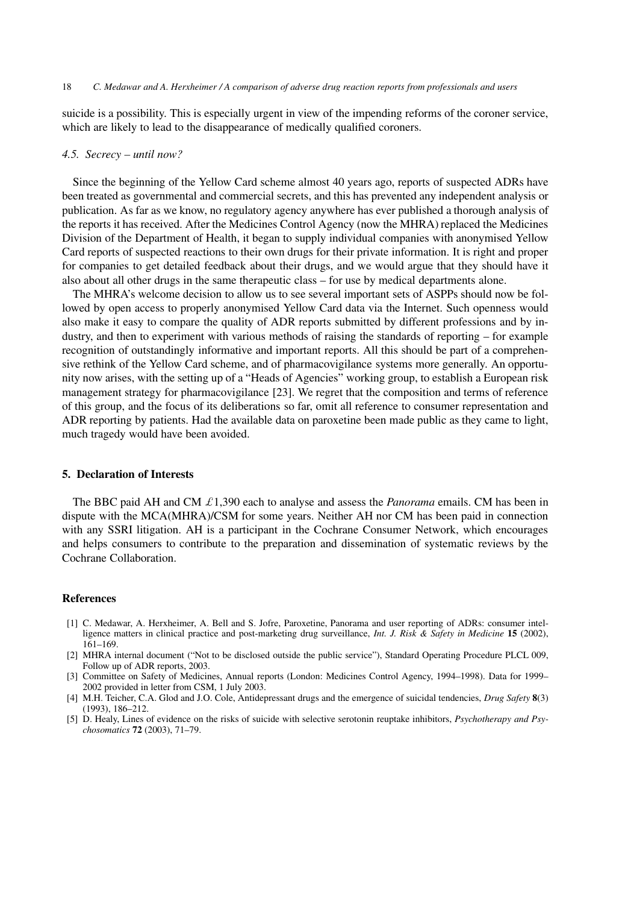suicide is a possibility. This is especially urgent in view of the impending reforms of the coroner service, which are likely to lead to the disappearance of medically qualified coroners.

### *4.5. Secrecy – until now?*

Since the beginning of the Yellow Card scheme almost 40 years ago, reports of suspected ADRs have been treated as governmental and commercial secrets, and this has prevented any independent analysis or publication. As far as we know, no regulatory agency anywhere has ever published a thorough analysis of the reports it has received. After the Medicines Control Agency (now the MHRA) replaced the Medicines Division of the Department of Health, it began to supply individual companies with anonymised Yellow Card reports of suspected reactions to their own drugs for their private information. It is right and proper for companies to get detailed feedback about their drugs, and we would argue that they should have it also about all other drugs in the same therapeutic class – for use by medical departments alone.

The MHRA's welcome decision to allow us to see several important sets of ASPPs should now be followed by open access to properly anonymised Yellow Card data via the Internet. Such openness would also make it easy to compare the quality of ADR reports submitted by different professions and by industry, and then to experiment with various methods of raising the standards of reporting – for example recognition of outstandingly informative and important reports. All this should be part of a comprehensive rethink of the Yellow Card scheme, and of pharmacovigilance systems more generally. An opportunity now arises, with the setting up of a "Heads of Agencies" working group, to establish a European risk management strategy for pharmacovigilance [23]. We regret that the composition and terms of reference of this group, and the focus of its deliberations so far, omit all reference to consumer representation and ADR reporting by patients. Had the available data on paroxetine been made public as they came to light, much tragedy would have been avoided.

## 5. Declaration of Interests

The BBC paid AH and CM £1,390 each to analyse and assess the *Panorama* emails. CM has been in dispute with the MCA(MHRA)/CSM for some years. Neither AH nor CM has been paid in connection with any SSRI litigation. AH is a participant in the Cochrane Consumer Network, which encourages and helps consumers to contribute to the preparation and dissemination of systematic reviews by the Cochrane Collaboration.

## References

- [1] C. Medawar, A. Herxheimer, A. Bell and S. Jofre, Paroxetine, Panorama and user reporting of ADRs: consumer intelligence matters in clinical practice and post-marketing drug surveillance, *Int. J. Risk & Safety in Medicine* **15** (2002), 161–169.
- [2] MHRA internal document ("Not to be disclosed outside the public service"), Standard Operating Procedure PLCL 009, Follow up of ADR reports, 2003.
- [3] Committee on Safety of Medicines, Annual reports (London: Medicines Control Agency, 1994–1998). Data for 1999–2002 provided in letter from CSM, 1 July 2003.
- [4] M.H. Teicher, C.A. Glod and J.O. Cole, Antidepressant drugs and the emergence of suicidal tendencies, *Drug Safety* **8**(3) (1993), 186–212.
- [5] D. Healy, Lines of evidence on the risks of suicide with selective serotonin reuptake inhibitors, *Psychotherapy and Psychosomatics* **72** (2003), 71–79.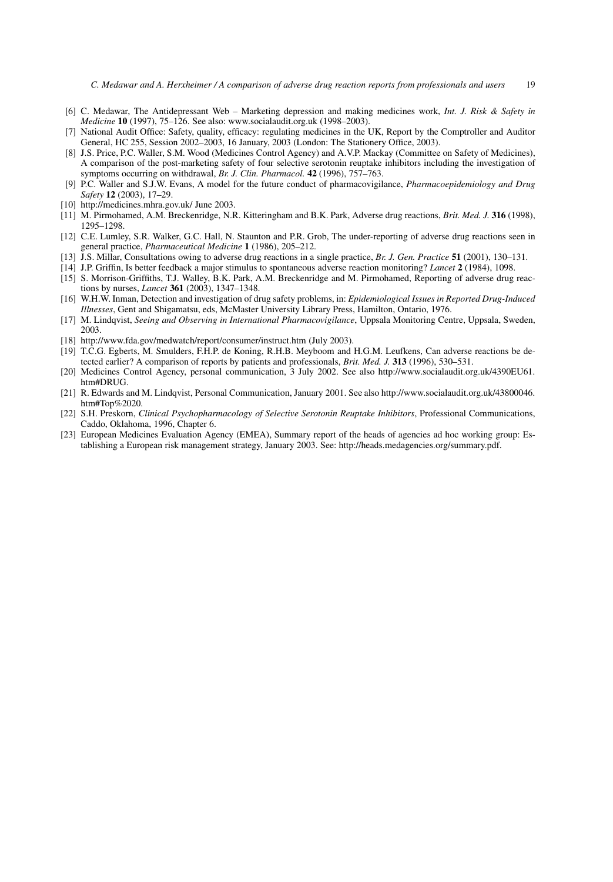[6] C. Medawar, The Antidepressant Web – Marketing depression and making medicines work, *Int. J. Risk & Safety in Medicine* **10** (1997), 75–126. See also: www.socialaudit.org.uk (1998–2003).

[7] National Audit Office: Safety, quality, efficacy: regulating medicines in the UK, Report by the Comptroller and Auditor General, HC 255, Session 2002–2003, 16 January, 2003 (London: The Stationery Office, 2003).

[8] J.S. Price, P.C. Waller, S.M. Wood (Medicines Control Agency) and A.V.P. Mackay (Committee on Safety of Medicines), A comparison of the post-marketing safety of four selective serotonin reuptake inhibitors including the investigation of symptoms occurring on withdrawal, *Br. J. Clin. Pharmacol.* **42** (1996), 757–763.

[9] P.C. Waller and S.J.W. Evans, A model for the future conduct of pharmacovigilance, *Pharmacoepidemiology and Drug Safety* **12** (2003), 17–29.

[10] http://medicines.mhra.gov.uk/ June 2003.

[11] M. Pirmohamed, A.M. Breckenridge, N.R. Kitteringham and B.K. Park, Adverse drug reactions, *Brit. Med. J.* **316** (1998), 1295–1298.

[12] C.E. Lumley, S.R. Walker, G.C. Hall, N. Staunton and P.R. Grob, The under-reporting of adverse drug reactions seen in general practice, *Pharmaceutical Medicine* **1** (1986), 205–212.

[13] J.S. Millar, Consultations owing to adverse drug reactions in a single practice, *Br. J. Gen. Practice* **51** (2001), 130–131.

[14] J.P. Griffin, Is better feedback a major stimulus to spontaneous adverse reaction monitoring? *Lancet* **2** (1984), 1098.

[15] S. Morrison-Griffiths, T.J. Walley, B.K. Park, A.M. Breckenridge and M. Pirmohamed, Reporting of adverse drug reactions by nurses, *Lancet* **361** (2003), 1347–1348.

[16] W.H.W. Inman, Detection and investigation of drug safety problems, in: *Epidemiological Issues in Reported Drug-Induced Illnesses*, Gent and Shigamatsu, eds, McMaster University Library Press, Hamilton, Ontario, 1976.

[17] M. Lindqvist, *Seeing and Observing in International Pharmacovigilance*, Uppsala Monitoring Centre, Uppsala, Sweden, 2003.

[18] http://www.fda.gov/medwatch/report/consumer/instruct.htm (July 2003).

[19] T.C.G. Egberts, M. Smulders, F.H.P. de Koning, R.H.B. Meyboom and H.G.M. Leufkens, Can adverse reactions be detected earlier? A comparison of reports by patients and professionals, *Brit. Med. J.* **313** (1996), 530–531.

[20] Medicines Control Agency, personal communication, 3 July 2002. See also http://www.socialaudit.org.uk/4390EU61.htm#DRUG.

[21] R. Edwards and M. Lindqvist, Personal Communication, January 2001. See also http://www.socialaudit.org.uk/43800046.htm#Top%2020.

[22] S.H. Preskorn, *Clinical Psychopharmacology of Selective Serotonin Reuptake Inhibitors*, Professional Communications, Caddo, Oklahoma, 1996, Chapter 6.

[23] European Medicines Evaluation Agency (EMEA), Summary report of the heads of agencies ad hoc working group: Establishing a European risk management strategy, January 2003. See: http://heads.medagencies.org/summary.pdf.